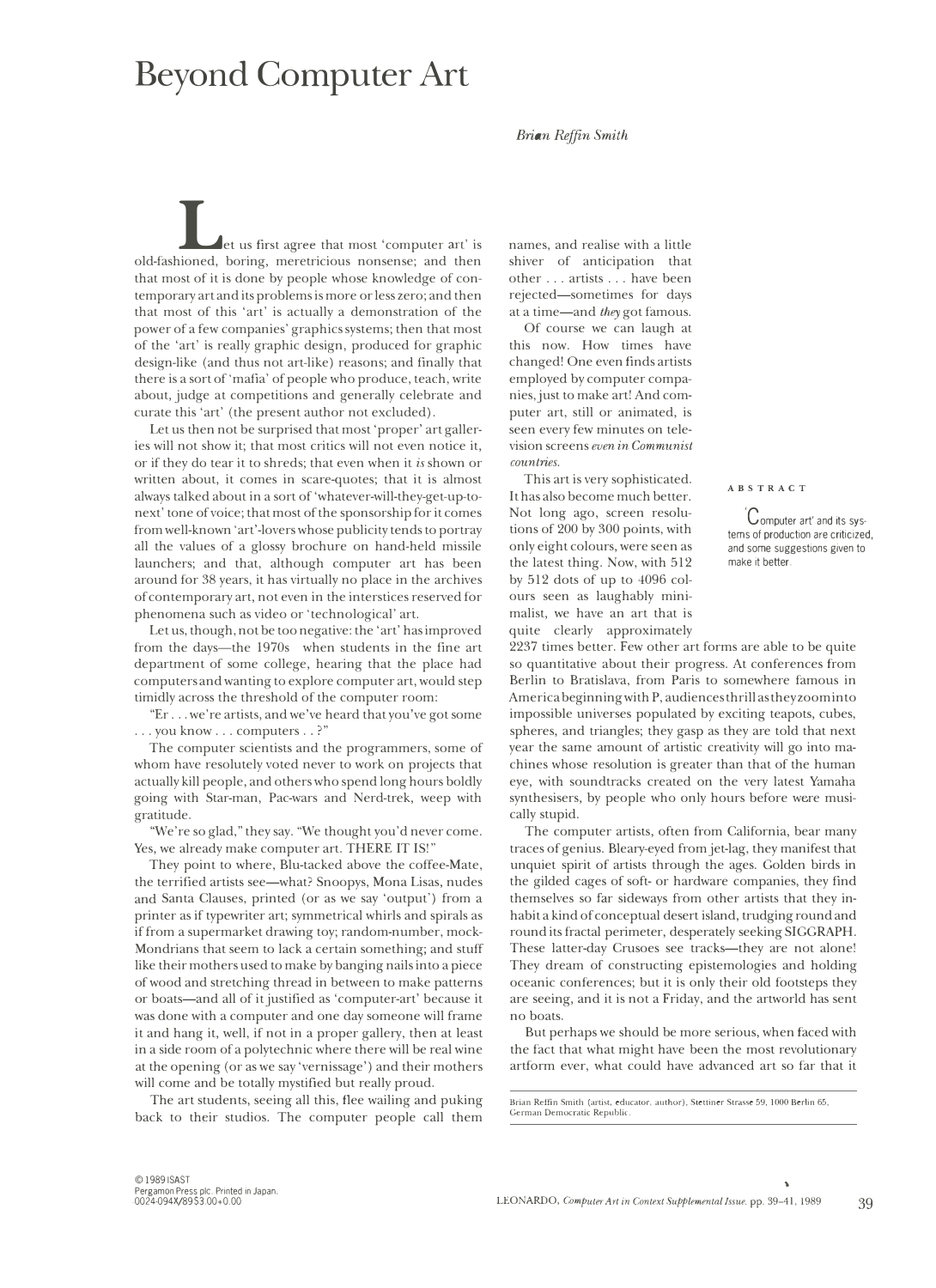# Beyond Computer Art

*Brian Reffin Smith*

**ABSTRACT**

'Computer art' and its systems of production are criticized, and some suggestions given to make it better.

Let us first agree that most 'computer art' is old-fashioned, boring, meretricious nonsense; and then that most of it is done by people whose knowledge of contemporary art and its problems is more or less zero; and then that most of this 'art' is actually a demonstration of the power of a few companies' graphics systems; then that most of the 'art' is really graphic design, produced for graphic design-like (and thus not art-like) reasons; and finally that there is a sort of 'mafia' of people who produce, teach, write about, judge at competitions and generally celebrate and curate this 'art' (the present author not excluded).

Let us then not be surprised that most 'proper' art galleries will not show it; that most critics will not even notice it, or if they do tear it to shreds; that even when it *is* shown or written about, it comes in scare-quotes; that it is almost always talked about in a sort of 'whatever-will-they-get-up-to-next' tone of voice; that most of the sponsorship for it comes from well-known 'art'-lovers whose publicity tends to portray all the values of a glossy brochure on hand-held missile launchers; and that, although computer art has been around for 38 years, it has virtually no place in the archives of contemporary art, not even in the interstices reserved for phenomena such as video or 'technological' art.

Let us, though, not be too negative: the 'art' has improved from the days—the 1970s when students in the fine art department of some college, hearing that the place had computers and wanting to explore computer art, would step timidly across the threshold of the computer room:

"Er . . . we're artists, and we've heard that you've got some . . . you know . . . computers . . ?"

The computer scientists and the programmers, some of whom have resolutely voted never to work on projects that actually kill people, and others who spend long hours boldly going with Star-man, Pac-wars and Nerd-trek, weep with gratitude.

"We're so glad," they say. "We thought you'd never come. Yes, we already make computer art. THERE IT IS!"

They point to where, Blu-tacked above the coffee-Mate, the terrified artists see—what? Snoopys, Mona Lisas, nudes and Santa Clauses, printed (or as we say 'output') from a printer as if typewriter art; symmetrical whirls and spirals as if from a supermarket drawing toy; random-number, mock-Mondrians that seem to lack a certain something; and stuff like their mothers used to make by banging nails into a piece of wood and stretching thread in between to make patterns or boats—and all of it justified as 'computer-art' because it was done with a computer and one day someone will frame it and hang it, well, if not in a proper gallery, then at least in a side room of a polytechnic where there will be real wine at the opening (or as we say 'vernissage') and their mothers will come and be totally mystified but really proud.

The art students, seeing all this, flee wailing and puking back to their studios. The computer people call them names, and realise with a little shiver of anticipation that other . . . artists . . . have been rejected—sometimes for days at a time—and *they* got famous.

Of course we can laugh at this now. How times have changed! One even finds artists employed by computer companies, just to make art! And computer art, still or animated, is seen every few minutes on television screens *even in Communist countries*.

This art is very sophisticated. It has also become much better. Not long ago, screen resolutions of 200 by 300 points, with only eight colours, were seen as the latest thing. Now, with 512 by 512 dots of up to 4096 colours seen as laughably minimalist, we have an art that is quite clearly approximately 2237 times better. Few other art forms are able to be quite so quantitative about their progress. At conferences from Berlin to Bratislava, from Paris to somewhere famous in America beginning with P, audiences thrill as they zoom into impossible universes populated by exciting teapots, cubes, spheres, and triangles; they gasp as they are told that next year the same amount of artistic creativity will go into machines whose resolution is greater than that of the human eye, with soundtracks created on the very latest Yamaha synthesisers, by people who only hours before were musically stupid.

The computer artists, often from California, bear many traces of genius. Bleary-eyed from jet-lag, they manifest that unquiet spirit of artists through the ages. Golden birds in the gilded cages of soft- or hardware companies, they find themselves so far sideways from other artists that they inhabit a kind of conceptual desert island, trudging round and round its fractal perimeter, desperately seeking SIGGRAPH. These latter-day Crusoes see tracks—they are not alone! They dream of constructing epistemologies and holding oceanic conferences; but it is only their own footsteps they are seeing, and it is not a Friday, and the artworld has sent no boats.

But perhaps we should be more serious, when faced with the fact that what might have been the most revolutionary artform ever, what could have advanced art so far that it

Brian Reffin Smith (artist, educator, author), Stettiner Strasse 59, 1000 Berlin 65, German Democratic Republic.

© 1989 ISAST
Pergamon Press plc. Printed in Japan.
0024-094X/89 $3.00+0.00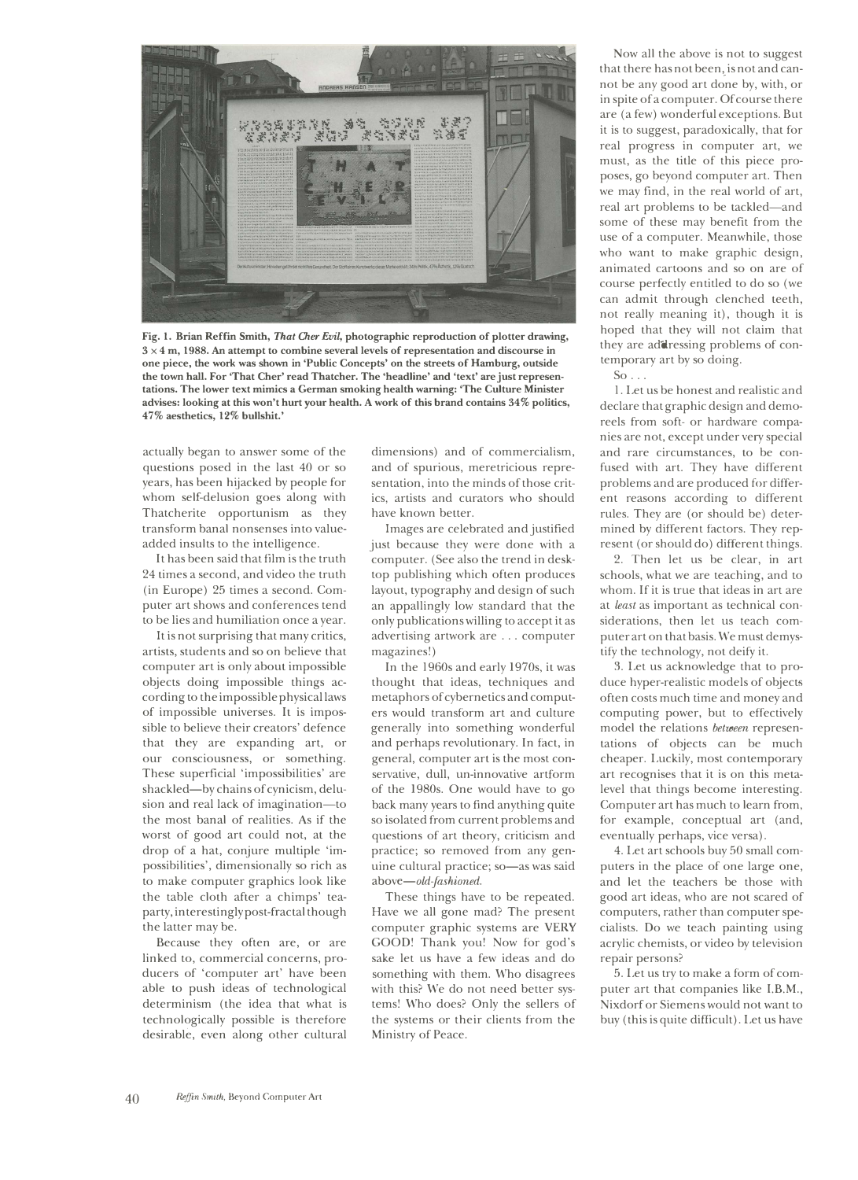Fig. 1. Brian Reffin Smith, *That Cher Evil*, photographic reproduction of plotter drawing, 3 × 4 m, 1988. An attempt to combine several levels of representation and discourse in one piece, the work was shown in 'Public Concepts' on the streets of Hamburg, outside the town hall. For 'That Cher' read Thatcher. The 'headline' and 'text' are just representations. The lower text mimics a German smoking health warning: 'The Culture Minister advises: looking at this won't hurt your health. A work of this brand contains 34% politics, 47% aesthetics, 12% bullshit.'

actually began to answer some of the questions posed in the last 40 or so years, has been hijacked by people for whom self-delusion goes along with Thatcherite opportunism as they transform banal nonsenses into value-added insults to the intelligence.

It has been said that film is the truth 24 times a second, and video the truth (in Europe) 25 times a second. Computer art shows and conferences tend to be lies and humiliation once a year.

It is not surprising that many critics, artists, students and so on believe that computer art is only about impossible objects doing impossible things according to the impossible physical laws of impossible universes. It is impossible to believe their creators' defence that they are expanding art, or our consciousness, or something. These superficial 'impossibilities' are shackled—by chains of cynicism, delusion and real lack of imagination—to the most banal of realities. As if the worst of good art could not, at the drop of a hat, conjure multiple 'impossibilities', dimensionally so rich as to make computer graphics look like the table cloth after a chimps' tea-party, interestingly post-fractal though the latter may be.

Because they often are, or are linked to, commercial concerns, producers of 'computer art' have been able to push ideas of technological determinism (the idea that what is technologically possible is therefore desirable, even along other cultural dimensions) and of commercialism, and of spurious, meretricious representation, into the minds of those critics, artists and curators who should have known better.

Images are celebrated and justified just because they were done with a computer. (See also the trend in desktop publishing which often produces layout, typography and design of such an appallingly low standard that the only publications willing to accept it as advertising artwork are . . . computer magazines!)

In the 1960s and early 1970s, it was thought that ideas, techniques and metaphors of cybernetics and computers would transform art and culture generally into something wonderful and perhaps revolutionary. In fact, in general, computer art is the most conservative, dull, un-innovative artform of the 1980s. One would have to go back many years to find anything quite so isolated from current problems and questions of art theory, criticism and practice; so removed from any genuine cultural practice; so—as was said above—*old-fashioned*.

These things have to be repeated. Have we all gone mad? The present computer graphic systems are VERY GOOD! Thank you! Now for god's sake let us have a few ideas and do something with them. Who disagrees with this? We do not need better systems! Who does? Only the sellers of the systems or their clients from the Ministry of Peace.

Now all the above is not to suggest that there has not been, is not and cannot be any good art done by, with, or in spite of a computer. Of course there are (a few) wonderful exceptions. But it is to suggest, paradoxically, that for real progress in computer art, we must, as the title of this piece proposes, go beyond computer art. Then we may find, in the real world of art, real art problems to be tackled—and some of these may benefit from the use of a computer. Meanwhile, those who want to make graphic design, animated cartoons and so on are of course perfectly entitled to do so (we can admit through clenched teeth, not really meaning it), though it is hoped that they will not claim that they are addressing problems of contemporary art by so doing.

So . . .

1. Let us be honest and realistic and declare that graphic design and demo-reels from soft- or hardware companies are not, except under very special and rare circumstances, to be confused with art. They have different problems and are produced for different reasons according to different rules. They are (or should be) determined by different factors. They represent (or should do) different things.

2. Then let us be clear, in art schools, what we are teaching, and to whom. If it is true that ideas in art are at *least* as important as technical considerations, then let us teach computer art on that basis. We must demystify the technology, not deify it.

3. Let us acknowledge that to produce hyper-realistic models of objects often costs much time and money and computing power, but to effectively model the relations *between* representations of objects can be much cheaper. Luckily, most contemporary art recognises that it is on this meta-level that things become interesting. Computer art has much to learn from, for example, conceptual art (and, eventually perhaps, vice versa).

4. Let art schools buy 50 small computers in the place of one large one, and let the teachers be those with good art ideas, who are not scared of computers, rather than computer specialists. Do we teach painting using acrylic chemists, or video by television repair persons?

5. Let us try to make a form of computer art that companies like I.B.M., Nixdorf or Siemens would not want to buy (this is quite difficult). Let us have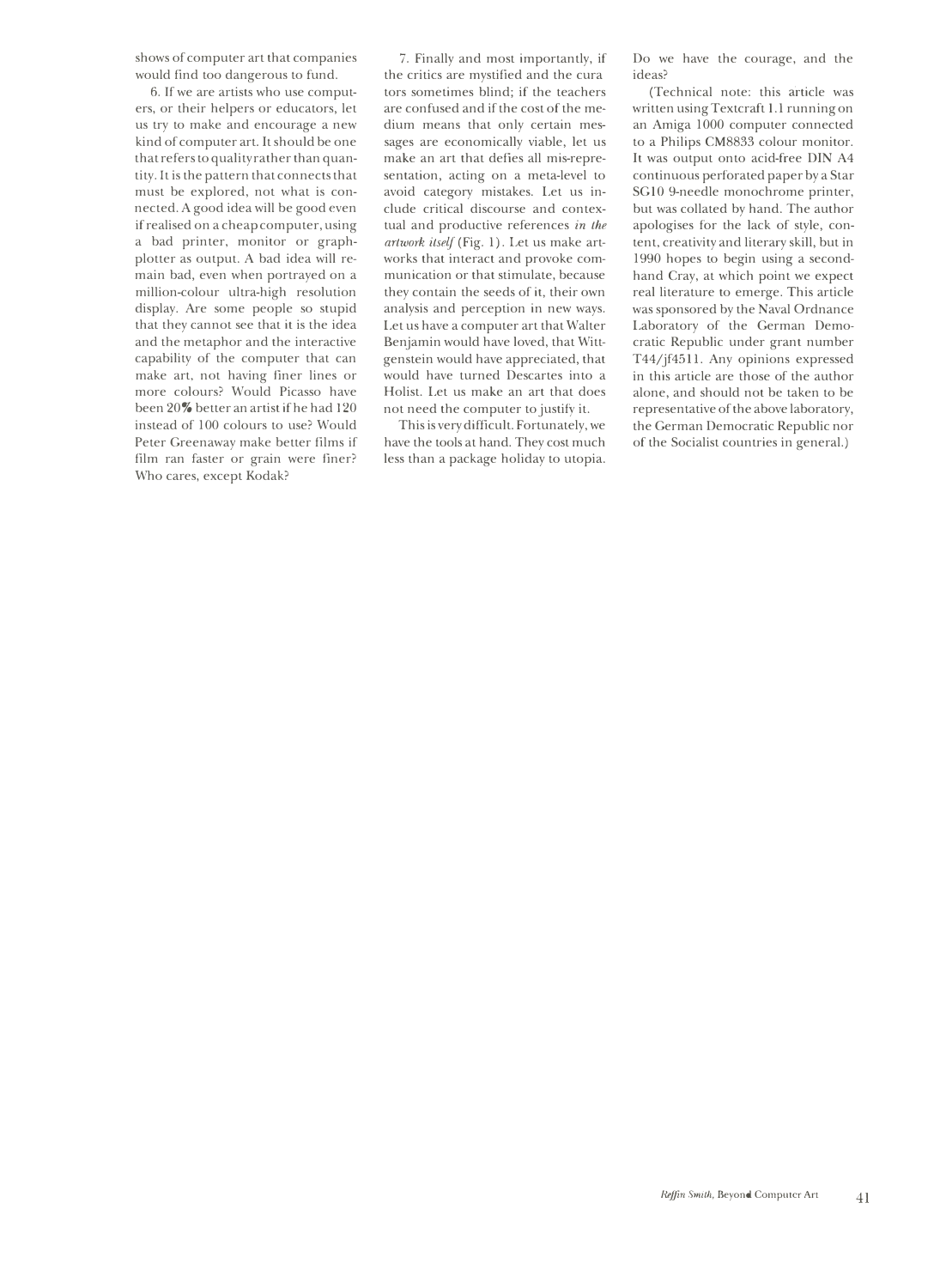shows of computer art that companies would find too dangerous to fund.

6. If we are artists who use computers, or their helpers or educators, let us try to make and encourage a new kind of computer art. It should be one that refers to quality rather than quantity. It is the pattern that connects that must be explored, not what is connected. A good idea will be good even if realised on a cheap computer, using a bad printer, monitor or graph-plotter as output. A bad idea will remain bad, even when portrayed on a million-colour ultra-high resolution display. Are some people so stupid that they cannot see that it is the idea and the metaphor and the interactive capability of the computer that can make art, not having finer lines or more colours? Would Picasso have been 20% better an artist if he had 120 instead of 100 colours to use? Would Peter Greenaway make better films if film ran faster or grain were finer? Who cares, except Kodak?

7. Finally and most importantly, if the critics are mystified and the curators sometimes blind; if the teachers are confused and if the cost of the medium means that only certain messages are economically viable, let us make an art that defies all mis-representation, acting on a meta-level to avoid category mistakes. Let us include critical discourse and contextual and productive references *in the artwork itself* (Fig. 1). Let us make artworks that interact and provoke communication or that stimulate, because they contain the seeds of it, their own analysis and perception in new ways. Let us have a computer art that Walter Benjamin would have loved, that Wittgenstein would have appreciated, that would have turned Descartes into a Holist. Let us make an art that does not need the computer to justify it.

This is very difficult. Fortunately, we have the tools at hand. They cost much less than a package holiday to utopia. Do we have the courage, and the ideas?

(Technical note: this article was written using Textcraft 1.1 running on an Amiga 1000 computer connected to a Philips CM8833 colour monitor. It was output onto acid-free DIN A4 continuous perforated paper by a Star SG10 9-needle monochrome printer, but was collated by hand. The author apologises for the lack of style, content, creativity and literary skill, but in 1990 hopes to begin using a second-hand Cray, at which point we expect real literature to emerge. This article was sponsored by the Naval Ordnance Laboratory of the German Democratic Republic under grant number T44/jf4511. Any opinions expressed in this article are those of the author alone, and should not be taken to be representative of the above laboratory, the German Democratic Republic nor of the Socialist countries in general.)